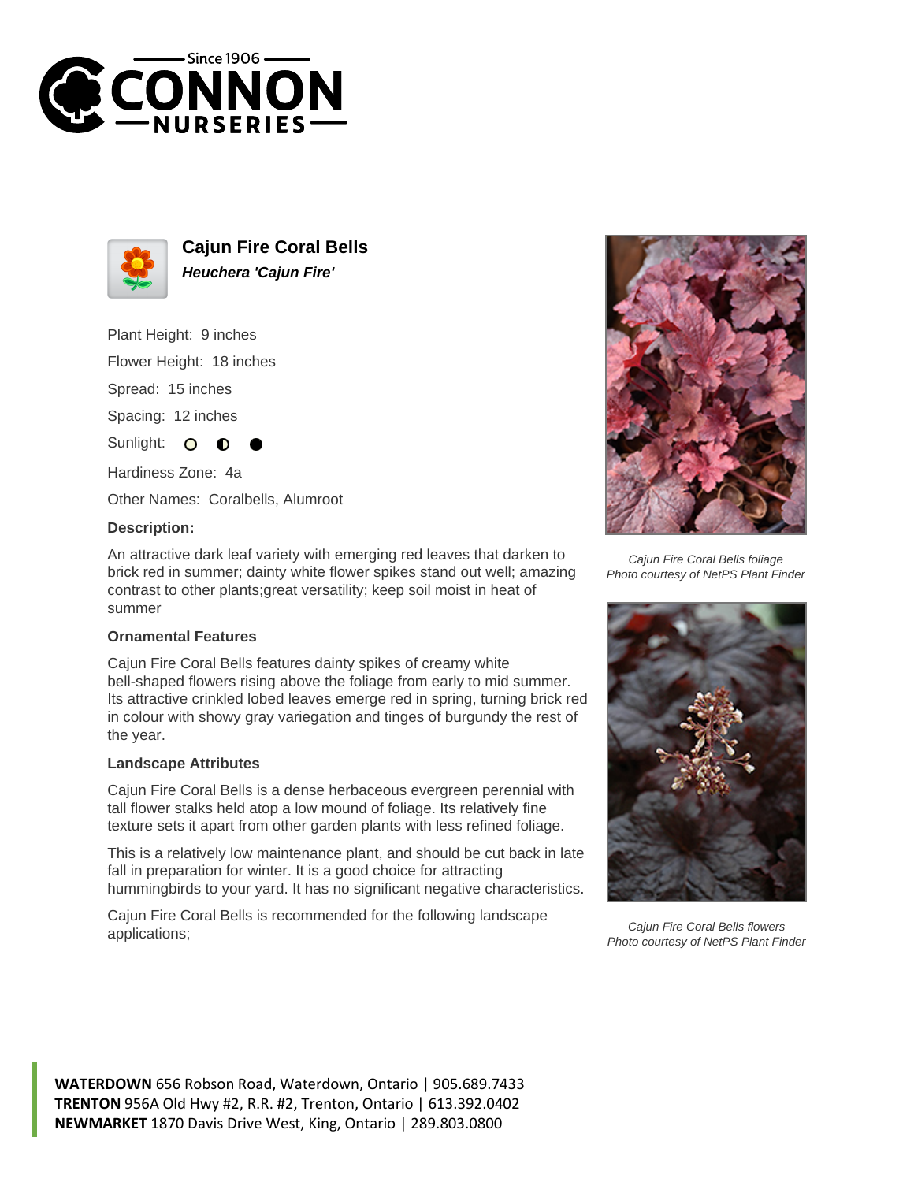# Cajun Fire Coral Bells

***Heuchera 'Cajun Fire'***

Plant Height: 9 inches

Flower Height: 18 inches

Spread: 15 inches

Spacing: 12 inches

Sunlight:

Hardiness Zone: 4a

Other Names: Coralbells, Alumroot

### Description:

An attractive dark leaf variety with emerging red leaves that darken to brick red in summer; dainty white flower spikes stand out well; amazing contrast to other plants;great versatility; keep soil moist in heat of summer

### Ornamental Features

Cajun Fire Coral Bells features dainty spikes of creamy white bell-shaped flowers rising above the foliage from early to mid summer. Its attractive crinkled lobed leaves emerge red in spring, turning brick red in colour with showy gray variegation and tinges of burgundy the rest of the year.

### Landscape Attributes

Cajun Fire Coral Bells is a dense herbaceous evergreen perennial with tall flower stalks held atop a low mound of foliage. Its relatively fine texture sets it apart from other garden plants with less refined foliage.

This is a relatively low maintenance plant, and should be cut back in late fall in preparation for winter. It is a good choice for attracting hummingbirds to your yard. It has no significant negative characteristics.

Cajun Fire Coral Bells is recommended for the following landscape applications;

*Cajun Fire Coral Bells foliage*
*Photo courtesy of NetPS Plant Finder*

*Cajun Fire Coral Bells flowers*
*Photo courtesy of NetPS Plant Finder*

**WATERDOWN** 656 Robson Road, Waterdown, Ontario | 905.689.7433
**TRENTON** 956A Old Hwy #2, R.R. #2, Trenton, Ontario | 613.392.0402
**NEWMARKET** 1870 Davis Drive West, King, Ontario | 289.803.0800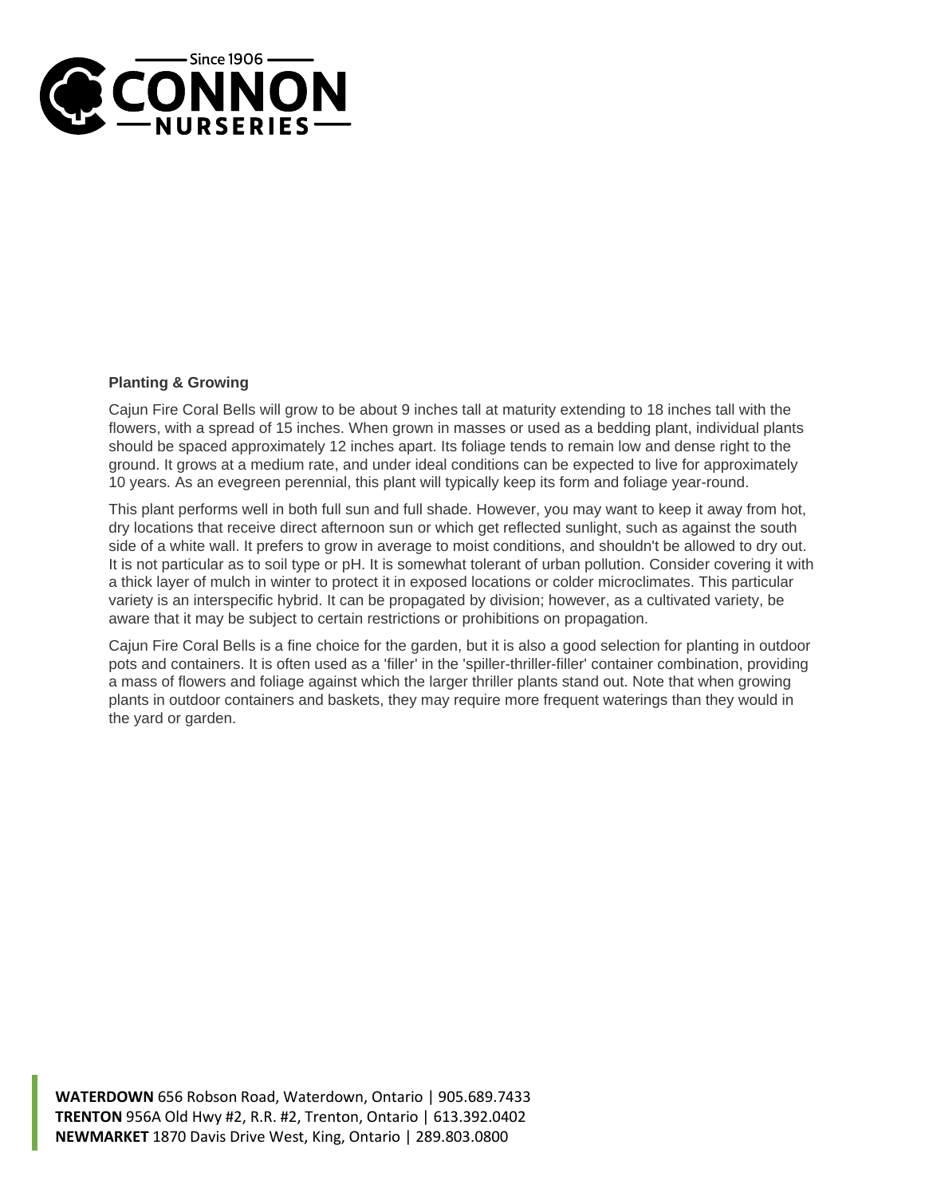### Planting & Growing

Cajun Fire Coral Bells will grow to be about 9 inches tall at maturity extending to 18 inches tall with the flowers, with a spread of 15 inches. When grown in masses or used as a bedding plant, individual plants should be spaced approximately 12 inches apart. Its foliage tends to remain low and dense right to the ground. It grows at a medium rate, and under ideal conditions can be expected to live for approximately 10 years. As an evegreen perennial, this plant will typically keep its form and foliage year-round.

This plant performs well in both full sun and full shade. However, you may want to keep it away from hot, dry locations that receive direct afternoon sun or which get reflected sunlight, such as against the south side of a white wall. It prefers to grow in average to moist conditions, and shouldn't be allowed to dry out. It is not particular as to soil type or pH. It is somewhat tolerant of urban pollution. Consider covering it with a thick layer of mulch in winter to protect it in exposed locations or colder microclimates. This particular variety is an interspecific hybrid. It can be propagated by division; however, as a cultivated variety, be aware that it may be subject to certain restrictions or prohibitions on propagation.

Cajun Fire Coral Bells is a fine choice for the garden, but it is also a good selection for planting in outdoor pots and containers. It is often used as a 'filler' in the 'spiller-thriller-filler' container combination, providing a mass of flowers and foliage against which the larger thriller plants stand out. Note that when growing plants in outdoor containers and baskets, they may require more frequent waterings than they would in the yard or garden.